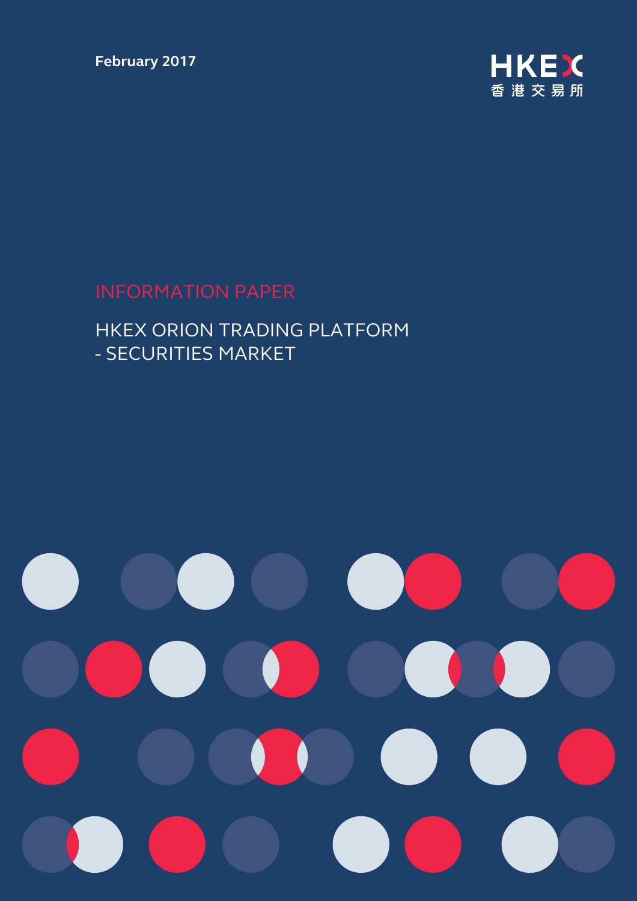February 2017

HKEX
香港交易所

INFORMATION PAPER

# HKEX ORION TRADING PLATFORM - SECURITIES MARKET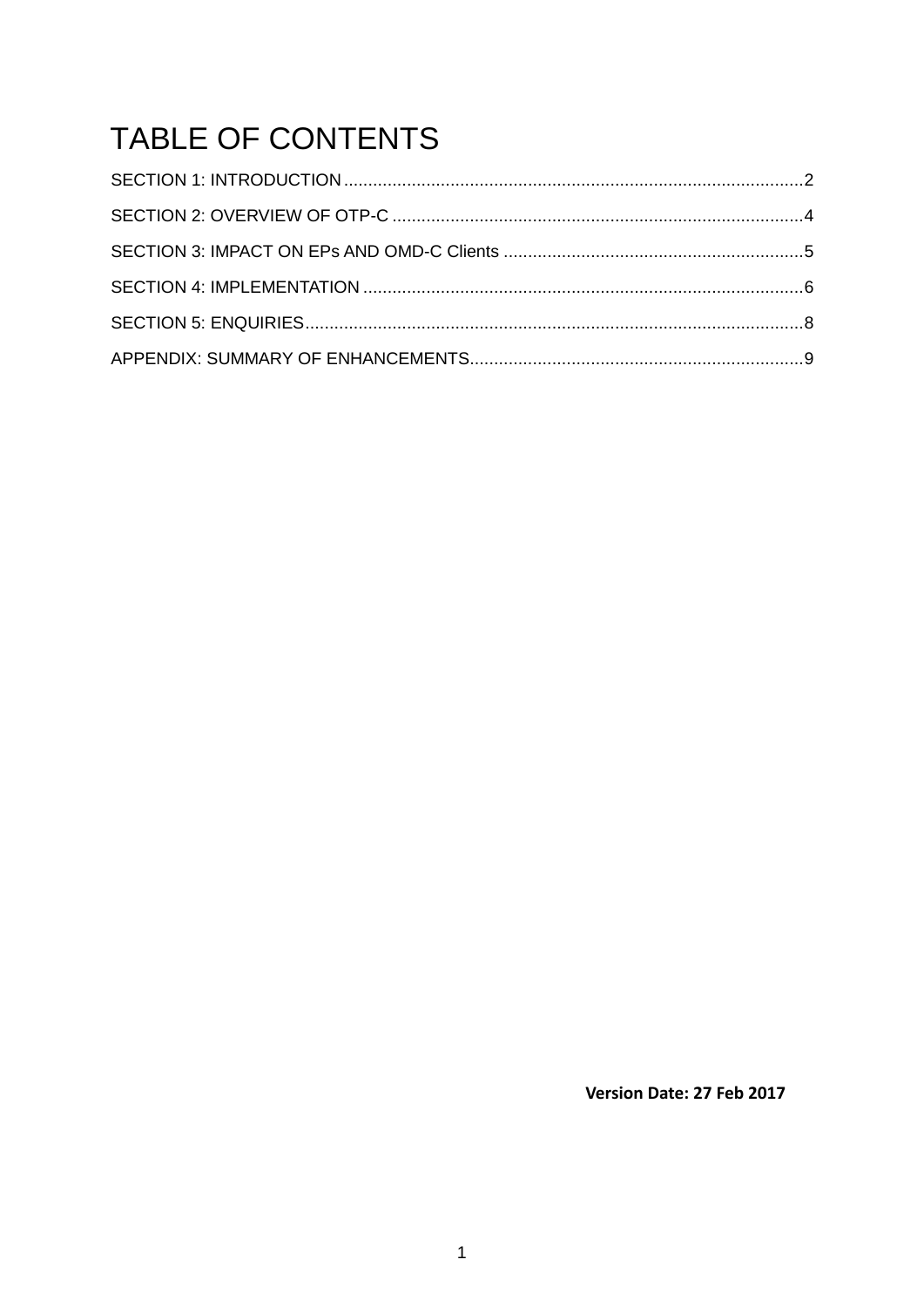# TABLE OF CONTENTS

SECTION 1: INTRODUCTION ............................................................................................2

SECTION 2: OVERVIEW OF OTP-C ...................................................................................4

SECTION 3: IMPACT ON EPs AND OMD-C Clients .............................................................5

SECTION 4: IMPLEMENTATION .........................................................................................6

SECTION 5: ENQUIRIES.....................................................................................................8

APPENDIX: SUMMARY OF ENHANCEMENTS....................................................................9

**Version Date: 27 Feb 2017**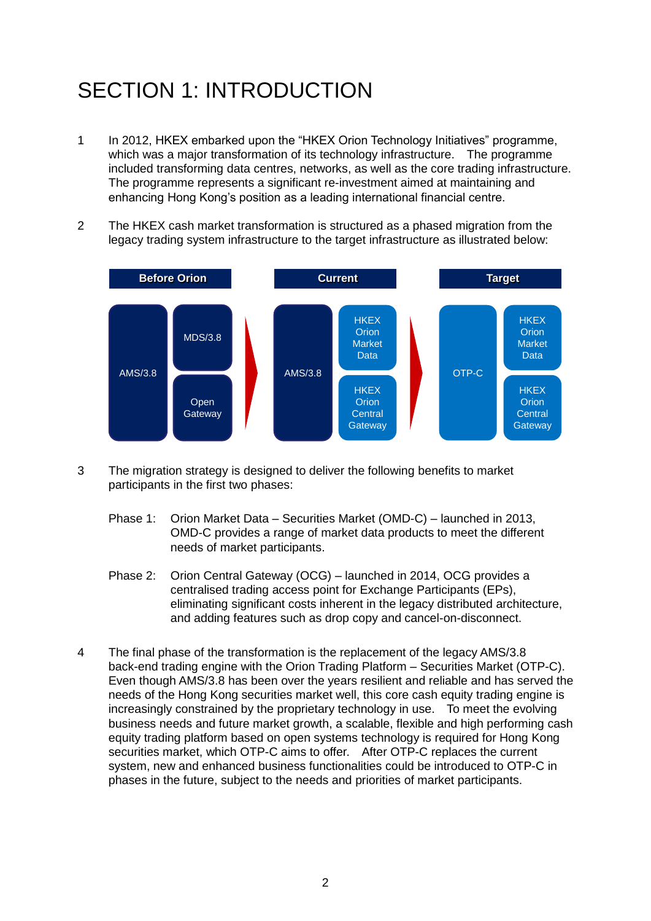# SECTION 1: INTRODUCTION

1 In 2012, HKEX embarked upon the "HKEX Orion Technology Initiatives" programme, which was a major transformation of its technology infrastructure. The programme included transforming data centres, networks, as well as the core trading infrastructure. The programme represents a significant re-investment aimed at maintaining and enhancing Hong Kong's position as a leading international financial centre.

2 The HKEX cash market transformation is structured as a phased migration from the legacy trading system infrastructure to the target infrastructure as illustrated below:

| Before Orion | | Current | | Target | |
|---|---|---|---|---|---|
| AMS/3.8 | MDS/3.8 | AMS/3.8 | HKEX Orion Market Data | OTP-C | HKEX Orion Market Data |
| | Open Gateway | | HKEX Orion Central Gateway | | HKEX Orion Central Gateway |

3 The migration strategy is designed to deliver the following benefits to market participants in the first two phases:

Phase 1: Orion Market Data – Securities Market (OMD-C) – launched in 2013, OMD-C provides a range of market data products to meet the different needs of market participants.

Phase 2: Orion Central Gateway (OCG) – launched in 2014, OCG provides a centralised trading access point for Exchange Participants (EPs), eliminating significant costs inherent in the legacy distributed architecture, and adding features such as drop copy and cancel-on-disconnect.

4 The final phase of the transformation is the replacement of the legacy AMS/3.8 back-end trading engine with the Orion Trading Platform – Securities Market (OTP-C). Even though AMS/3.8 has been over the years resilient and reliable and has served the needs of the Hong Kong securities market well, this core cash equity trading engine is increasingly constrained by the proprietary technology in use. To meet the evolving business needs and future market growth, a scalable, flexible and high performing cash equity trading platform based on open systems technology is required for Hong Kong securities market, which OTP-C aims to offer. After OTP-C replaces the current system, new and enhanced business functionalities could be introduced to OTP-C in phases in the future, subject to the needs and priorities of market participants.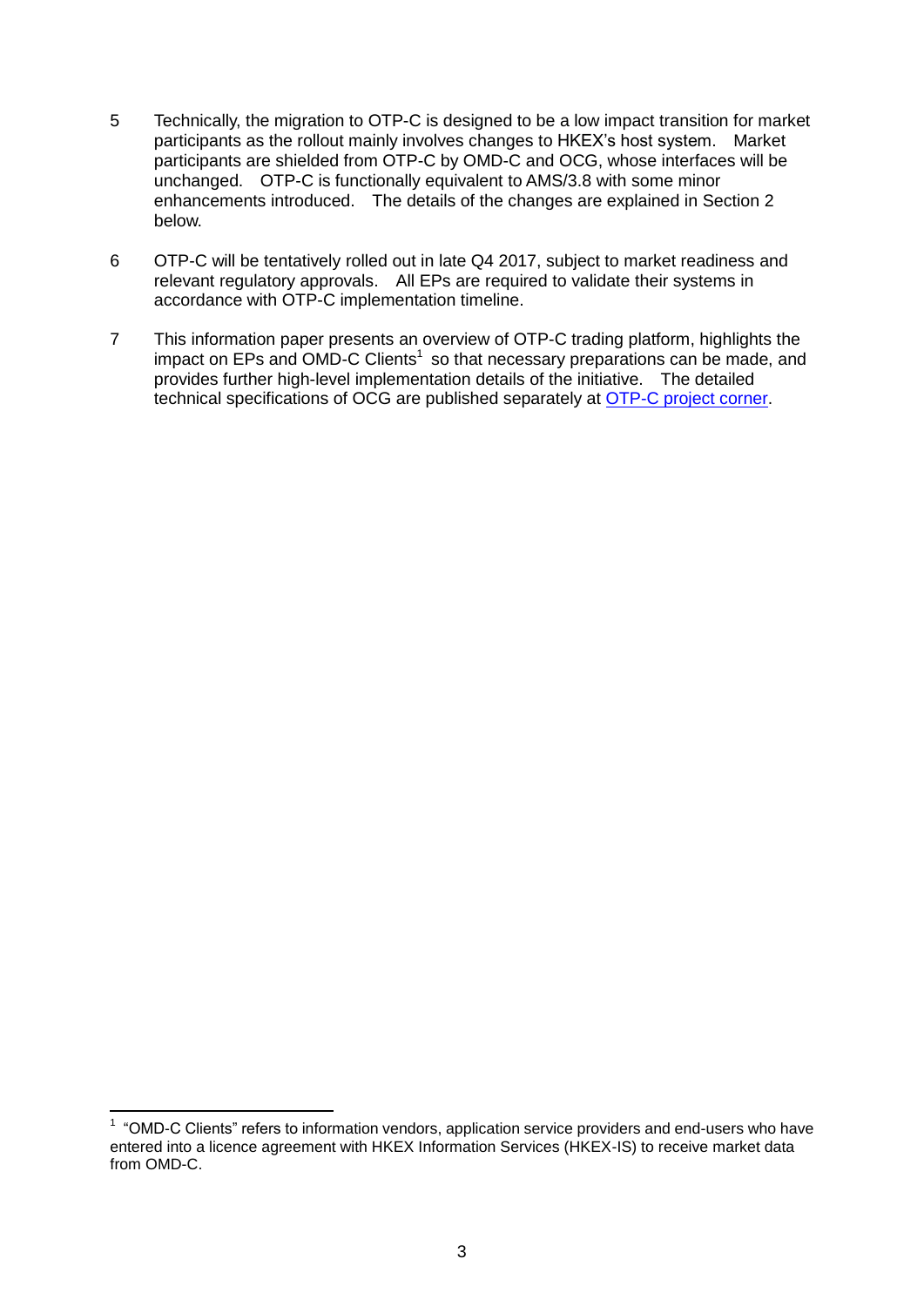5 Technically, the migration to OTP-C is designed to be a low impact transition for market participants as the rollout mainly involves changes to HKEX's host system. Market participants are shielded from OTP-C by OMD-C and OCG, whose interfaces will be unchanged. OTP-C is functionally equivalent to AMS/3.8 with some minor enhancements introduced. The details of the changes are explained in Section 2 below.

6 OTP-C will be tentatively rolled out in late Q4 2017, subject to market readiness and relevant regulatory approvals. All EPs are required to validate their systems in accordance with OTP-C implementation timeline.

7 This information paper presents an overview of OTP-C trading platform, highlights the impact on EPs and OMD-C Clients[1] so that necessary preparations can be made, and provides further high-level implementation details of the initiative. The detailed technical specifications of OCG are published separately at [OTP-C project corner](OTP-C project corner).

---

[1] "OMD-C Clients" refers to information vendors, application service providers and end-users who have entered into a licence agreement with HKEX Information Services (HKEX-IS) to receive market data from OMD-C.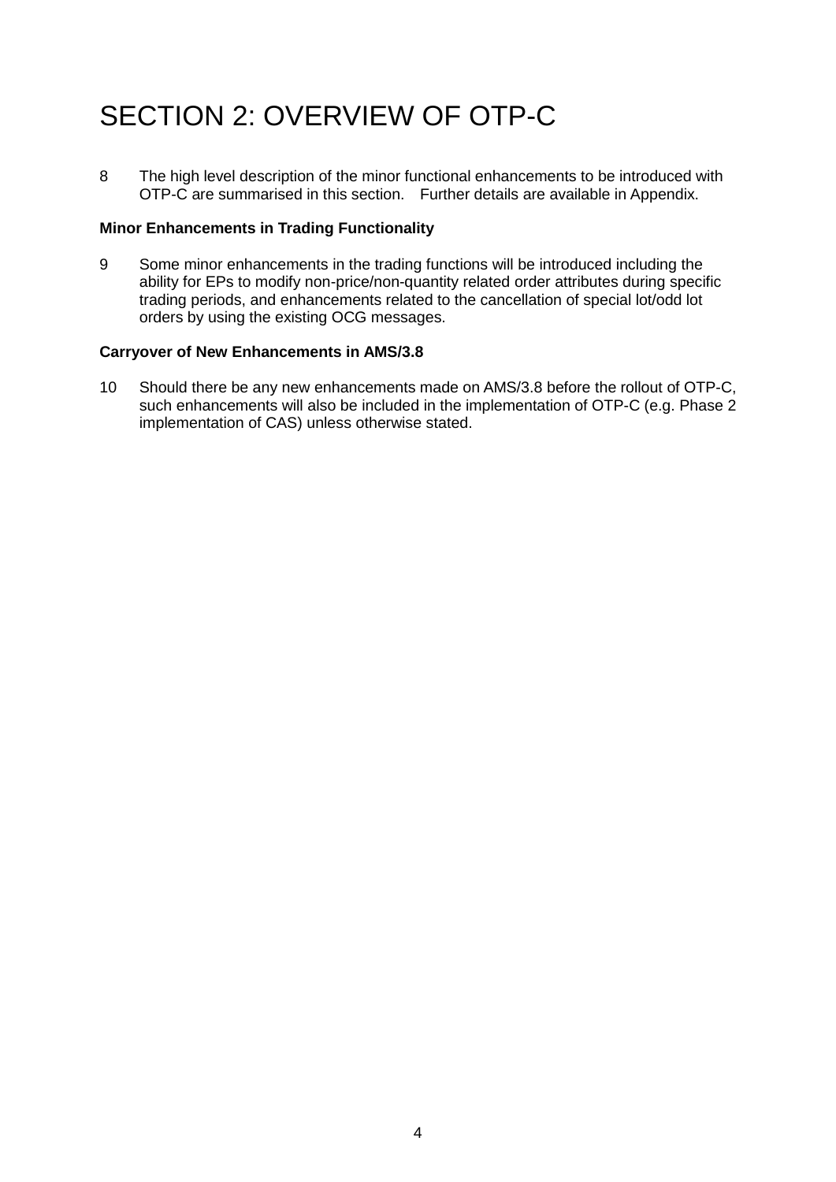# SECTION 2: OVERVIEW OF OTP-C

8 The high level description of the minor functional enhancements to be introduced with OTP-C are summarised in this section. Further details are available in Appendix.

**Minor Enhancements in Trading Functionality**

9 Some minor enhancements in the trading functions will be introduced including the ability for EPs to modify non-price/non-quantity related order attributes during specific trading periods, and enhancements related to the cancellation of special lot/odd lot orders by using the existing OCG messages.

**Carryover of New Enhancements in AMS/3.8**

10 Should there be any new enhancements made on AMS/3.8 before the rollout of OTP-C, such enhancements will also be included in the implementation of OTP-C (e.g. Phase 2 implementation of CAS) unless otherwise stated.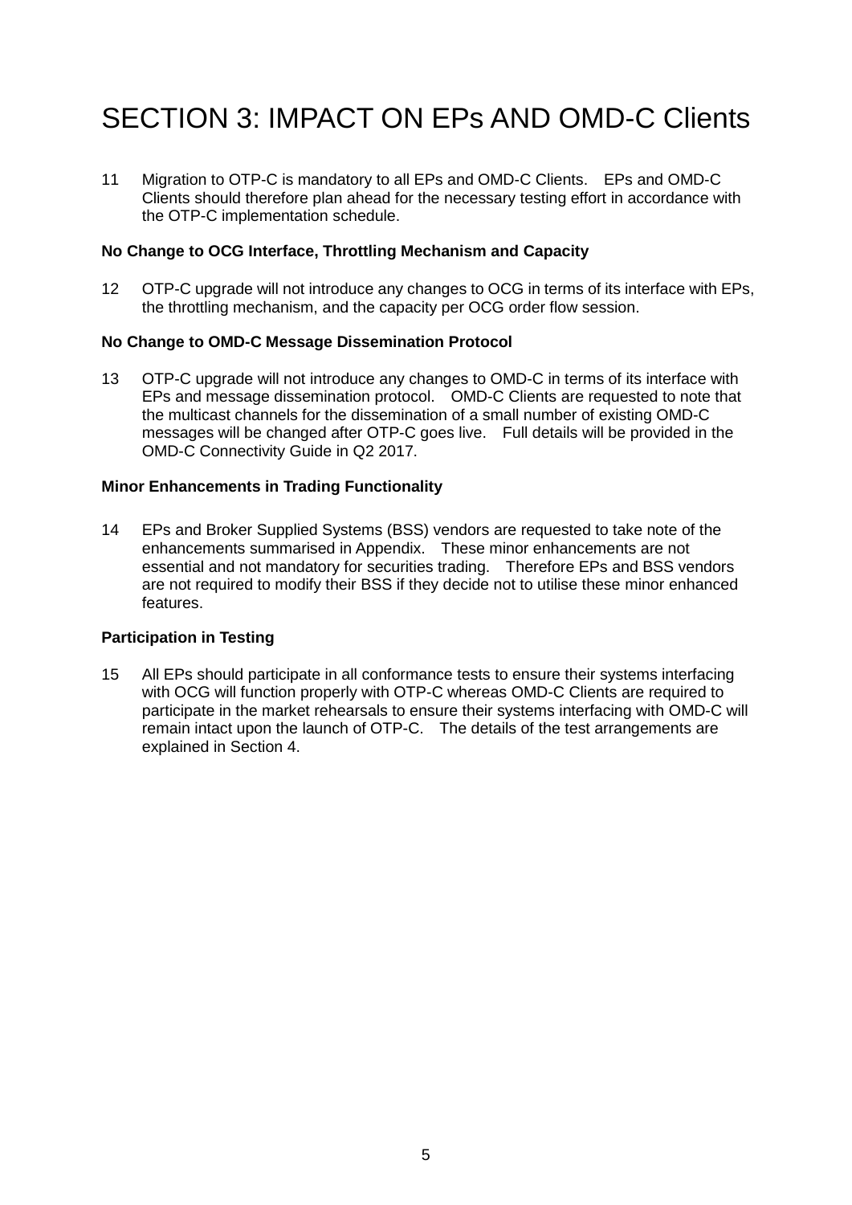# SECTION 3: IMPACT ON EPs AND OMD-C Clients

11 Migration to OTP-C is mandatory to all EPs and OMD-C Clients. EPs and OMD-C Clients should therefore plan ahead for the necessary testing effort in accordance with the OTP-C implementation schedule.

**No Change to OCG Interface, Throttling Mechanism and Capacity**

12 OTP-C upgrade will not introduce any changes to OCG in terms of its interface with EPs, the throttling mechanism, and the capacity per OCG order flow session.

**No Change to OMD-C Message Dissemination Protocol**

13 OTP-C upgrade will not introduce any changes to OMD-C in terms of its interface with EPs and message dissemination protocol. OMD-C Clients are requested to note that the multicast channels for the dissemination of a small number of existing OMD-C messages will be changed after OTP-C goes live. Full details will be provided in the OMD-C Connectivity Guide in Q2 2017.

**Minor Enhancements in Trading Functionality**

14 EPs and Broker Supplied Systems (BSS) vendors are requested to take note of the enhancements summarised in Appendix. These minor enhancements are not essential and not mandatory for securities trading. Therefore EPs and BSS vendors are not required to modify their BSS if they decide not to utilise these minor enhanced features.

**Participation in Testing**

15 All EPs should participate in all conformance tests to ensure their systems interfacing with OCG will function properly with OTP-C whereas OMD-C Clients are required to participate in the market rehearsals to ensure their systems interfacing with OMD-C will remain intact upon the launch of OTP-C. The details of the test arrangements are explained in Section 4.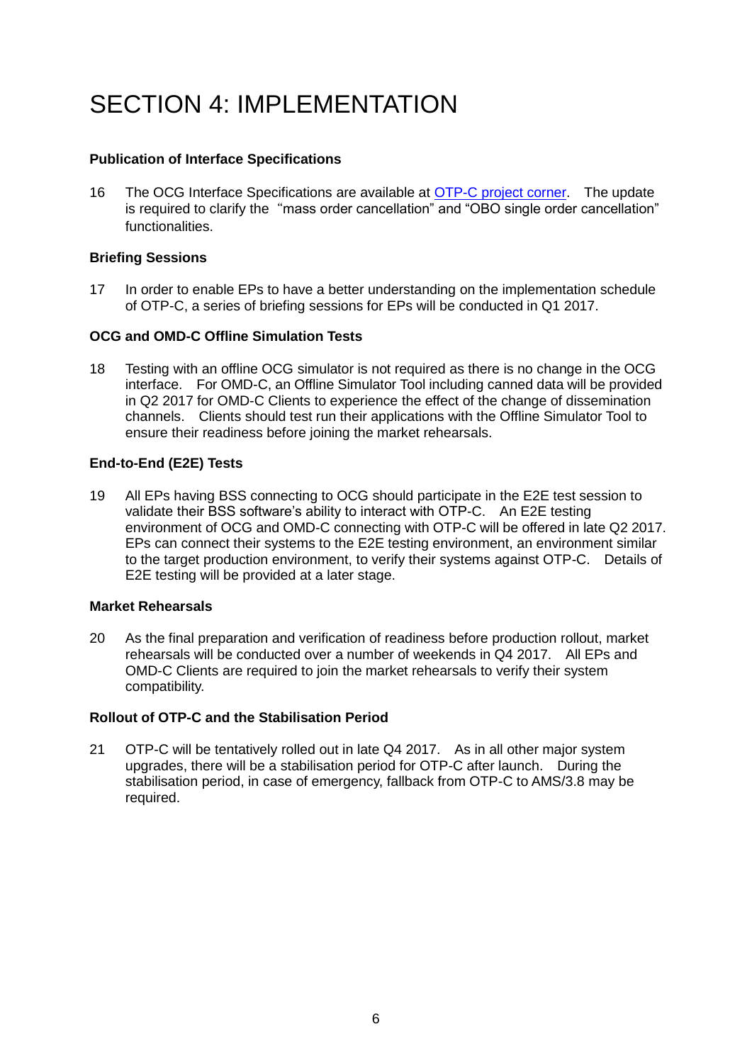# SECTION 4: IMPLEMENTATION

**Publication of Interface Specifications**

16 The OCG Interface Specifications are available at [OTP-C project corner]. The update is required to clarify the "mass order cancellation" and "OBO single order cancellation" functionalities.

**Briefing Sessions**

17 In order to enable EPs to have a better understanding on the implementation schedule of OTP-C, a series of briefing sessions for EPs will be conducted in Q1 2017.

**OCG and OMD-C Offline Simulation Tests**

18 Testing with an offline OCG simulator is not required as there is no change in the OCG interface. For OMD-C, an Offline Simulator Tool including canned data will be provided in Q2 2017 for OMD-C Clients to experience the effect of the change of dissemination channels. Clients should test run their applications with the Offline Simulator Tool to ensure their readiness before joining the market rehearsals.

**End-to-End (E2E) Tests**

19 All EPs having BSS connecting to OCG should participate in the E2E test session to validate their BSS software's ability to interact with OTP-C. An E2E testing environment of OCG and OMD-C connecting with OTP-C will be offered in late Q2 2017. EPs can connect their systems to the E2E testing environment, an environment similar to the target production environment, to verify their systems against OTP-C. Details of E2E testing will be provided at a later stage.

**Market Rehearsals**

20 As the final preparation and verification of readiness before production rollout, market rehearsals will be conducted over a number of weekends in Q4 2017. All EPs and OMD-C Clients are required to join the market rehearsals to verify their system compatibility.

**Rollout of OTP-C and the Stabilisation Period**

21 OTP-C will be tentatively rolled out in late Q4 2017. As in all other major system upgrades, there will be a stabilisation period for OTP-C after launch. During the stabilisation period, in case of emergency, fallback from OTP-C to AMS/3.8 may be required.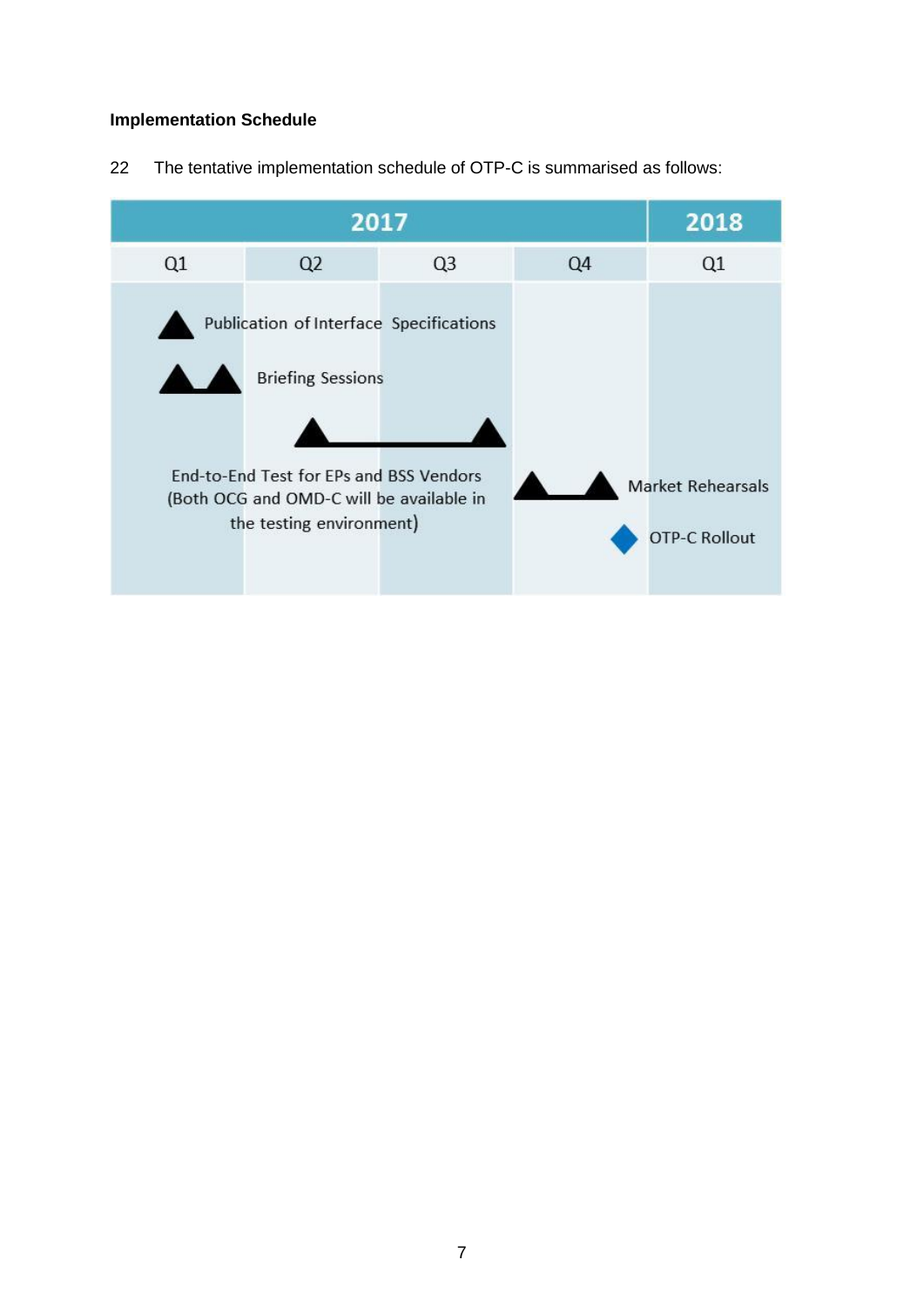**Implementation Schedule**

22 The tentative implementation schedule of OTP-C is summarised as follows:

| 2017 | | | | 2018 |
| --- | --- | --- | --- | --- |
| Q1 | Q2 | Q3 | Q4 | Q1 |

- ▲ Publication of Interface Specifications
- ▲▲ Briefing Sessions
- ▲—▲ End-to-End Test for EPs and BSS Vendors (Both OCG and OMD-C will be available in the testing environment)
- ▲—▲ Market Rehearsals
- ◆ OTP-C Rollout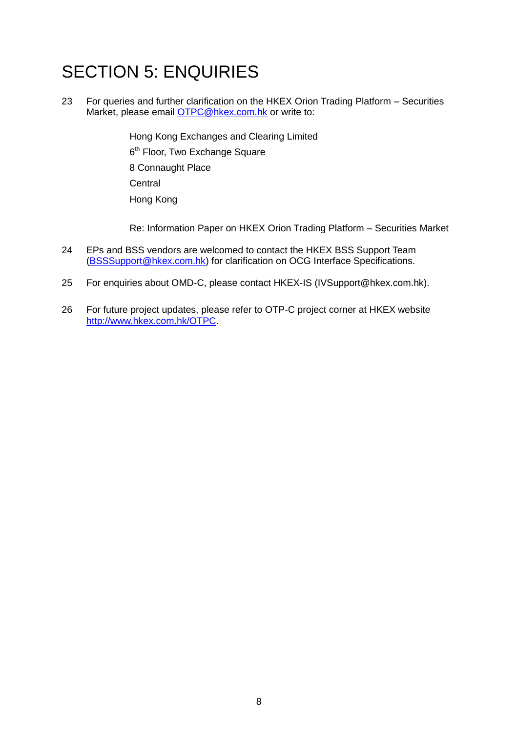# SECTION 5: ENQUIRIES

23 For queries and further clarification on the HKEX Orion Trading Platform – Securities Market, please email OTPC@hkex.com.hk or write to:

> Hong Kong Exchanges and Clearing Limited
> 6th Floor, Two Exchange Square
> 8 Connaught Place
> Central
> Hong Kong
>
> Re: Information Paper on HKEX Orion Trading Platform – Securities Market

24 EPs and BSS vendors are welcomed to contact the HKEX BSS Support Team (BSSSupport@hkex.com.hk) for clarification on OCG Interface Specifications.

25 For enquiries about OMD-C, please contact HKEX-IS (IVSupport@hkex.com.hk).

26 For future project updates, please refer to OTP-C project corner at HKEX website http://www.hkex.com.hk/OTPC.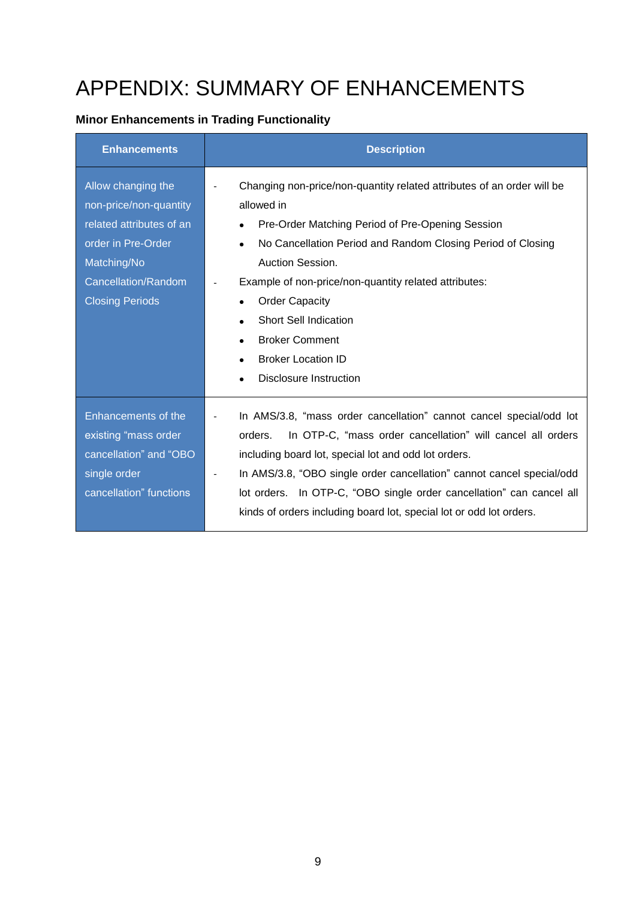# APPENDIX: SUMMARY OF ENHANCEMENTS

**Minor Enhancements in Trading Functionality**

| Enhancements | Description |
|---|---|
| Allow changing the non-price/non-quantity related attributes of an order in Pre-Order Matching/No Cancellation/Random Closing Periods | - Changing non-price/non-quantity related attributes of an order will be allowed in<br>• Pre-Order Matching Period of Pre-Opening Session<br>• No Cancellation Period and Random Closing Period of Closing Auction Session.<br>- Example of non-price/non-quantity related attributes:<br>• Order Capacity<br>• Short Sell Indication<br>• Broker Comment<br>• Broker Location ID<br>• Disclosure Instruction |
| Enhancements of the existing "mass order cancellation" and "OBO single order cancellation" functions | - In AMS/3.8, "mass order cancellation" cannot cancel special/odd lot orders. In OTP-C, "mass order cancellation" will cancel all orders including board lot, special lot and odd lot orders.<br>- In AMS/3.8, "OBO single order cancellation" cannot cancel special/odd lot orders. In OTP-C, "OBO single order cancellation" can cancel all kinds of orders including board lot, special lot or odd lot orders. |